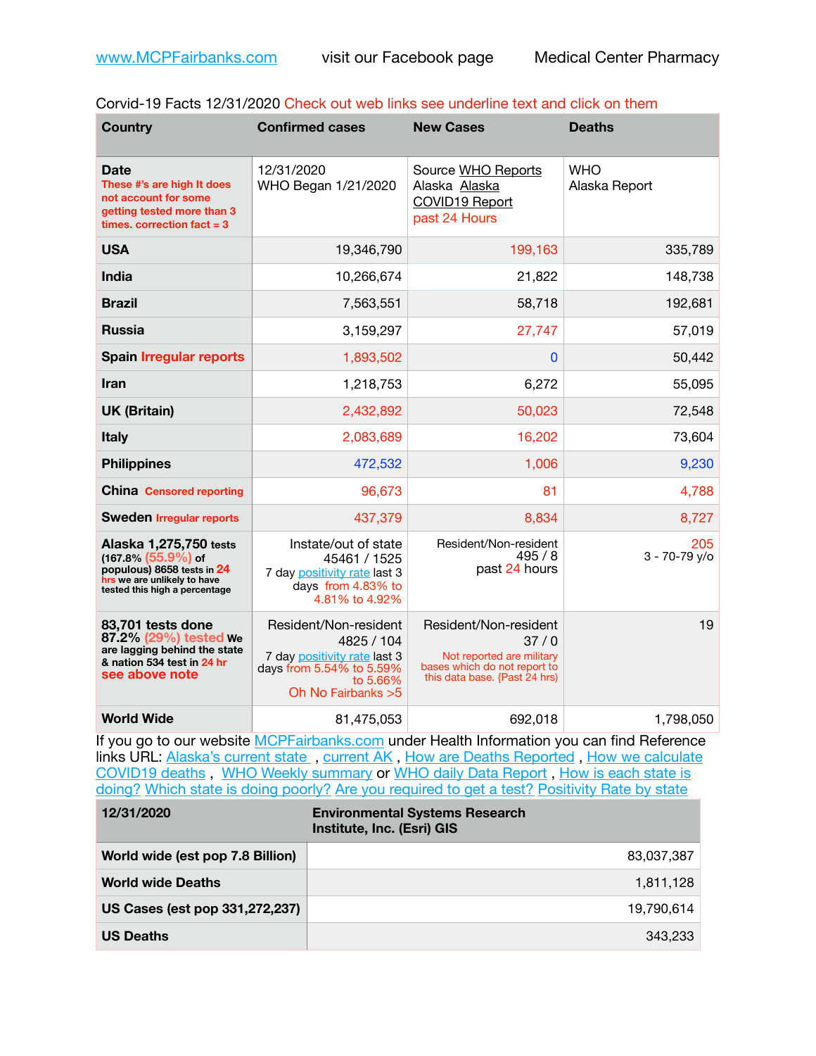www.MCPFairbanks.com visit our Facebook page Medical Center Pharmacy

Corvid-19 Facts 12/31/2020 Check out web links see underline text and click on them

| Country | Confirmed cases | New Cases | Deaths |
|---|---|---|---|
| **Date** These #'s are high It does not account for some getting tested more than 3 times. correction fact = 3 | 12/31/2020 WHO Began 1/21/2020 | Source WHO Reports Alaska Alaska COVID19 Report past 24 Hours | WHO Alaska Report |
| **USA** | 19,346,790 | 199,163 | 335,789 |
| **India** | 10,266,674 | 21,822 | 148,738 |
| **Brazil** | 7,563,551 | 58,718 | 192,681 |
| **Russia** | 3,159,297 | 27,747 | 57,019 |
| **Spain** Irregular reports | 1,893,502 | 0 | 50,442 |
| **Iran** | 1,218,753 | 6,272 | 55,095 |
| **UK (Britain)** | 2,432,892 | 50,023 | 72,548 |
| **Italy** | 2,083,689 | 16,202 | 73,604 |
| **Philippines** | 472,532 | 1,006 | 9,230 |
| **China** Censored reporting | 96,673 | 81 | 4,788 |
| **Sweden** Irregular reports | 437,379 | 8,834 | 8,727 |
| **Alaska 1,275,750** tests (167.8% (55.9%) of populous) 8658 tests in 24 hrs we are unlikely to have tested this high a percentage | Instate/out of state 45461 / 1525 7 day positivity rate last 3 days from 4.83% to 4.81% to 4.92% | Resident/Non-resident 495 / 8 past 24 hours | 205 3 - 70-79 y/o |
| **83,701 tests done 87.2% (29%) tested** We are lagging behind the state & nation 534 test in 24 hr **see above note** | Resident/Non-resident 4825 / 104 7 day positivity rate last 3 days from 5.54% to 5.59% to 5.66% Oh No Fairbanks >5 | Resident/Non-resident 37 / 0 Not reported are military bases which do not report to this data base. {Past 24 hrs) | 19 |
| **World Wide** | 81,475,053 | 692,018 | 1,798,050 |

If you go to our website MCPFairbanks.com under Health Information you can find Reference links URL: Alaska's current state , current AK , How are Deaths Reported , How we calculate COVID19 deaths , WHO Weekly summary or WHO daily Data Report , How is each state is doing? Which state is doing poorly? Are you required to get a test? Positivity Rate by state

| 12/31/2020 | Environmental Systems Research Institute, Inc. (Esri) GIS |
|---|---|
| **World wide (est pop 7.8 Billion)** | 83,037,387 |
| **World wide Deaths** | 1,811,128 |
| **US Cases (est pop 331,272,237)** | 19,790,614 |
| **US Deaths** | 343,233 |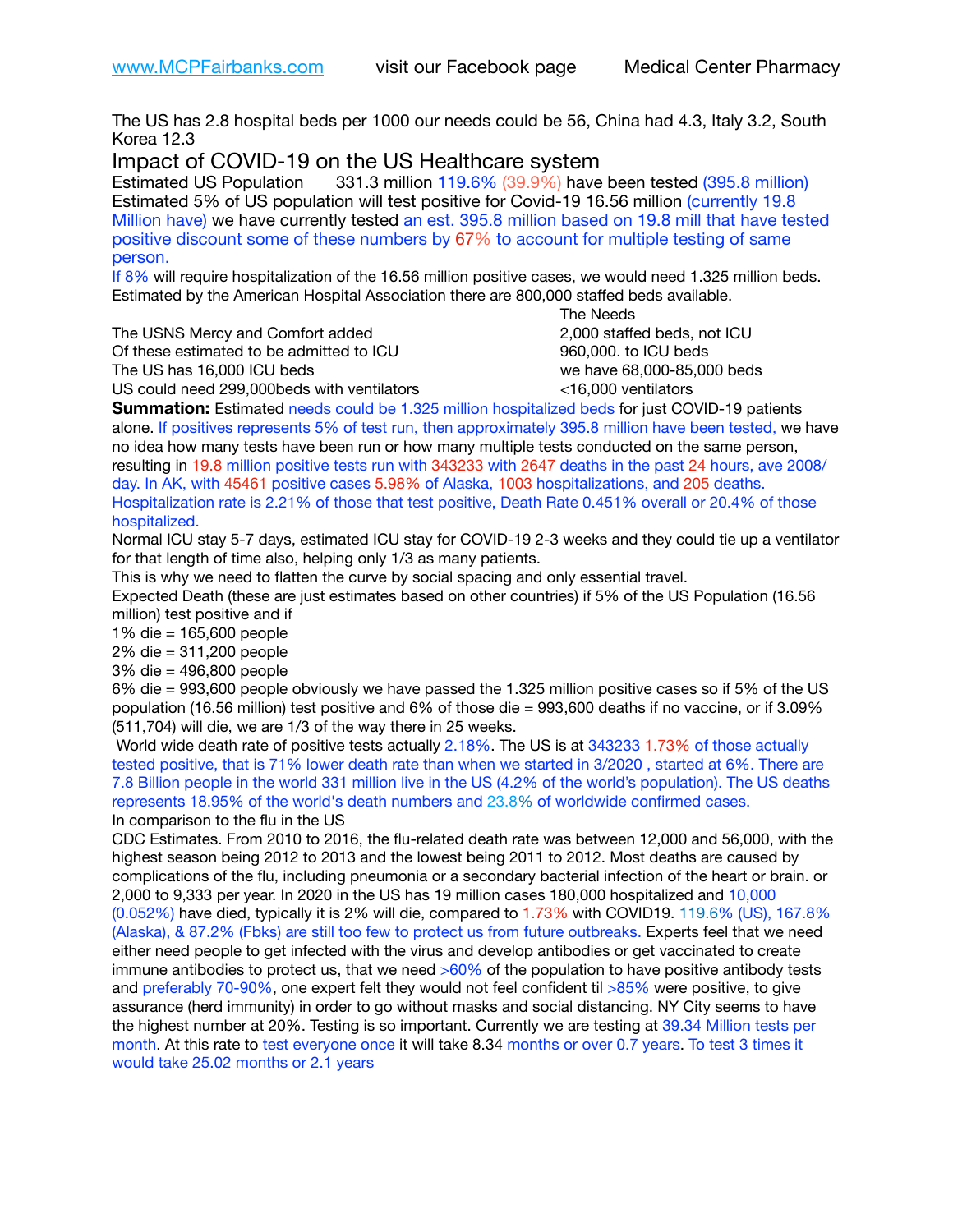www.MCPFairbanks.com visit our Facebook page Medical Center Pharmacy

The US has 2.8 hospital beds per 1000 our needs could be 56, China had 4.3, Italy 3.2, South Korea 12.3

## Impact of COVID-19 on the US Healthcare system

Estimated US Population 331.3 million 119.6% (39.9%) have been tested (395.8 million)
Estimated 5% of US population will test positive for Covid-19 16.56 million (currently 19.8 Million have) we have currently tested an est. 395.8 million based on 19.8 mill that have tested positive discount some of these numbers by 67% to account for multiple testing of same person.
If 8% will require hospitalization of the 16.56 million positive cases, we would need 1.325 million beds.
Estimated by the American Hospital Association there are 800,000 staffed beds available.

| | The Needs |
|---|---|
| The USNS Mercy and Comfort added | 2,000 staffed beds, not ICU |
| Of these estimated to be admitted to ICU | 960,000. to ICU beds |
| The US has 16,000 ICU beds | we have 68,000-85,000 beds |
| US could need 299,000beds with ventilators | <16,000 ventilators |

**Summation:** Estimated needs could be 1.325 million hospitalized beds for just COVID-19 patients alone. If positives represents 5% of test run, then approximately 395.8 million have been tested, we have no idea how many tests have been run or how many multiple tests conducted on the same person, resulting in 19.8 million positive tests run with 343233 with 2647 deaths in the past 24 hours, ave 2008/day. In AK, with 45461 positive cases 5.98% of Alaska, 1003 hospitalizations, and 205 deaths. Hospitalization rate is 2.21% of those that test positive, Death Rate 0.451% overall or 20.4% of those hospitalized.
Normal ICU stay 5-7 days, estimated ICU stay for COVID-19 2-3 weeks and they could tie up a ventilator for that length of time also, helping only 1/3 as many patients.
This is why we need to flatten the curve by social spacing and only essential travel.
Expected Death (these are just estimates based on other countries) if 5% of the US Population (16.56 million) test positive and if
1% die = 165,600 people
2% die = 311,200 people
3% die = 496,800 people
6% die = 993,600 people obviously we have passed the 1.325 million positive cases so if 5% of the US population (16.56 million) test positive and 6% of those die = 993,600 deaths if no vaccine, or if 3.09% (511,704) will die, we are 1/3 of the way there in 25 weeks.
World wide death rate of positive tests actually 2.18%. The US is at 343233 1.73% of those actually tested positive, that is 71% lower death rate than when we started in 3/2020 , started at 6%. There are 7.8 Billion people in the world 331 million live in the US (4.2% of the world's population). The US deaths represents 18.95% of the world's death numbers and 23.8% of worldwide confirmed cases.
In comparison to the flu in the US
CDC Estimates. From 2010 to 2016, the flu-related death rate was between 12,000 and 56,000, with the highest season being 2012 to 2013 and the lowest being 2011 to 2012. Most deaths are caused by complications of the flu, including pneumonia or a secondary bacterial infection of the heart or brain. or 2,000 to 9,333 per year. In 2020 in the US has 19 million cases 180,000 hospitalized and 10,000 (0.052%) have died, typically it is 2% will die, compared to 1.73% with COVID19. 119.6% (US), 167.8% (Alaska), & 87.2% (Fbks) are still too few to protect us from future outbreaks. Experts feel that we need either need people to get infected with the virus and develop antibodies or get vaccinated to create immune antibodies to protect us, that we need >60% of the population to have positive antibody tests and preferably 70-90%, one expert felt they would not feel confident til >85% were positive, to give assurance (herd immunity) in order to go without masks and social distancing. NY City seems to have the highest number at 20%. Testing is so important. Currently we are testing at 39.34 Million tests per month. At this rate to test everyone once it will take 8.34 months or over 0.7 years. To test 3 times it would take 25.02 months or 2.1 years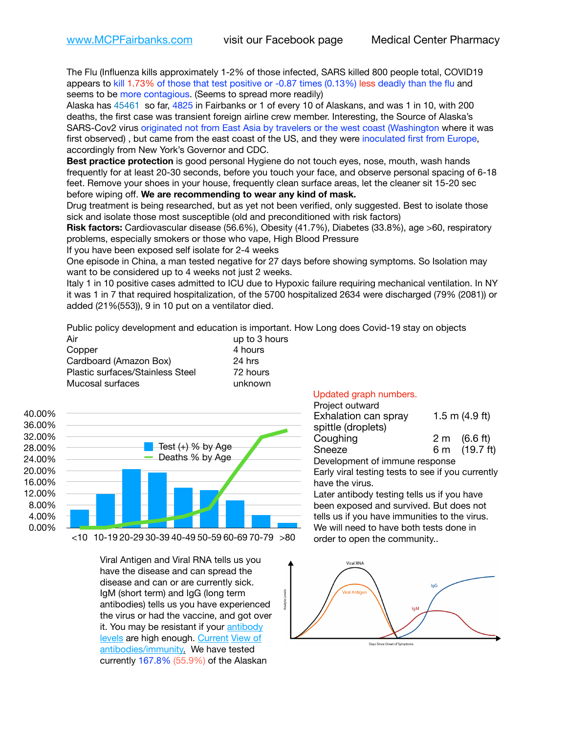www.MCPFairbanks.com visit our Facebook page Medical Center Pharmacy

The Flu (Influenza kills approximately 1-2% of those infected, SARS killed 800 people total, COVID19 appears to kill 1.73% of those that test positive or -0.87 times (0.13%) less deadly than the flu and seems to be more contagious. (Seems to spread more readily)

Alaska has 45461 so far, 4825 in Fairbanks or 1 of every 10 of Alaskans, and was 1 in 10, with 200 deaths, the first case was transient foreign airline crew member. Interesting, the Source of Alaska's SARS-Cov2 virus originated not from East Asia by travelers or the west coast (Washington where it was first observed) , but came from the east coast of the US, and they were inoculated first from Europe, accordingly from New York's Governor and CDC.

**Best practice protection** is good personal Hygiene do not touch eyes, nose, mouth, wash hands frequently for at least 20-30 seconds, before you touch your face, and observe personal spacing of 6-18 feet. Remove your shoes in your house, frequently clean surface areas, let the cleaner sit 15-20 sec before wiping off. **We are recommending to wear any kind of mask.**

Drug treatment is being researched, but as yet not been verified, only suggested. Best to isolate those sick and isolate those most susceptible (old and preconditioned with risk factors)

**Risk factors:** Cardiovascular disease (56.6%), Obesity (41.7%), Diabetes (33.8%), age >60, respiratory problems, especially smokers or those who vape, High Blood Pressure

If you have been exposed self isolate for 2-4 weeks

One episode in China, a man tested negative for 27 days before showing symptoms. So Isolation may want to be considered up to 4 weeks not just 2 weeks.

Italy 1 in 10 positive cases admitted to ICU due to Hypoxic failure requiring mechanical ventilation. In NY it was 1 in 7 that required hospitalization, of the 5700 hospitalized 2634 were discharged (79% (2081)) or added (21%(553)), 9 in 10 put on a ventilator died.

Public policy development and education is important. How Long does Covid-19 stay on objects

| | |
|---|---|
| Air | up to 3 hours |
| Copper | 4 hours |
| Cardboard (Amazon Box) | 24 hrs |
| Plastic surfaces/Stainless Steel | 72 hours |
| Mucosal surfaces | unknown |

Updated graph numbers.

Project outward

| | |
|---|---|
| Exhalation can spray spittle (droplets) | 1.5 m (4.9 ft) |
| Coughing | 2 m (6.6 ft) |
| Sneeze | 6 m (19.7 ft) |

Development of immune response

Early viral testing tests to see if you currently have the virus.

Later antibody testing tells us if you have been exposed and survived. But does not tells us if you have immunities to the virus. We will need to have both tests done in order to open the community..

Viral Antigen and Viral RNA tells us you have the disease and can spread the disease and can or are currently sick. IgM (short term) and IgG (long term antibodies) tells us you have experienced the virus or had the vaccine, and got over it. You may be resistant if your antibody levels are high enough. Current View of antibodies/immunity. We have tested currently 167.8% (55.9%) of the Alaskan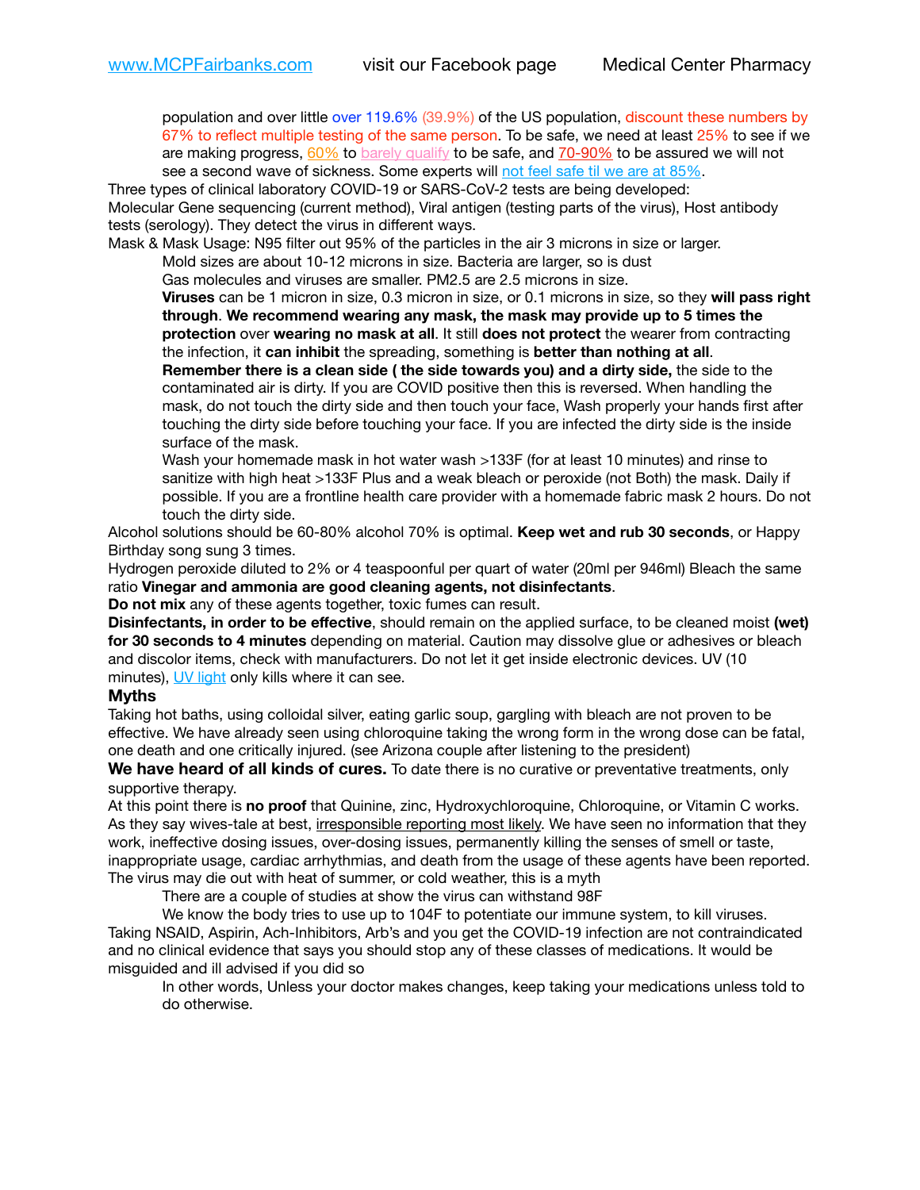population and over little over 119.6% (39.9%) of the US population, discount these numbers by 67% to reflect multiple testing of the same person. To be safe, we need at least 25% to see if we are making progress, 60% to barely qualify to be safe, and 70-90% to be assured we will not see a second wave of sickness. Some experts will not feel safe til we are at 85%.

Three types of clinical laboratory COVID-19 or SARS-CoV-2 tests are being developed:
Molecular Gene sequencing (current method), Viral antigen (testing parts of the virus), Host antibody tests (serology). They detect the virus in different ways.

Mask & Mask Usage: N95 filter out 95% of the particles in the air 3 microns in size or larger.

Mold sizes are about 10-12 microns in size. Bacteria are larger, so is dust

Gas molecules and viruses are smaller. PM2.5 are 2.5 microns in size.

**Viruses** can be 1 micron in size, 0.3 micron in size, or 0.1 microns in size, so they **will pass right through**. **We recommend wearing any mask, the mask may provide up to 5 times the protection** over **wearing no mask at all**. It still **does not protect** the wearer from contracting the infection, it **can inhibit** the spreading, something is **better than nothing at all**.

**Remember there is a clean side ( the side towards you) and a dirty side,** the side to the contaminated air is dirty. If you are COVID positive then this is reversed. When handling the mask, do not touch the dirty side and then touch your face, Wash properly your hands first after touching the dirty side before touching your face. If you are infected the dirty side is the inside surface of the mask.

Wash your homemade mask in hot water wash >133F (for at least 10 minutes) and rinse to sanitize with high heat >133F Plus and a weak bleach or peroxide (not Both) the mask. Daily if possible. If you are a frontline health care provider with a homemade fabric mask 2 hours. Do not touch the dirty side.

Alcohol solutions should be 60-80% alcohol 70% is optimal. **Keep wet and rub 30 seconds**, or Happy Birthday song sung 3 times.

Hydrogen peroxide diluted to 2% or 4 teaspoonful per quart of water (20ml per 946ml) Bleach the same ratio **Vinegar and ammonia are good cleaning agents, not disinfectants**.

**Do not mix** any of these agents together, toxic fumes can result.

**Disinfectants, in order to be effective**, should remain on the applied surface, to be cleaned moist **(wet) for 30 seconds to 4 minutes** depending on material. Caution may dissolve glue or adhesives or bleach and discolor items, check with manufacturers. Do not let it get inside electronic devices. UV (10 minutes), UV light only kills where it can see.

### Myths

Taking hot baths, using colloidal silver, eating garlic soup, gargling with bleach are not proven to be effective. We have already seen using chloroquine taking the wrong form in the wrong dose can be fatal, one death and one critically injured. (see Arizona couple after listening to the president)

**We have heard of all kinds of cures.** To date there is no curative or preventative treatments, only supportive therapy.

At this point there is **no proof** that Quinine, zinc, Hydroxychloroquine, Chloroquine, or Vitamin C works. As they say wives-tale at best, irresponsible reporting most likely. We have seen no information that they work, ineffective dosing issues, over-dosing issues, permanently killing the senses of smell or taste, inappropriate usage, cardiac arrhythmias, and death from the usage of these agents have been reported.

The virus may die out with heat of summer, or cold weather, this is a myth

There are a couple of studies at show the virus can withstand 98F

We know the body tries to use up to 104F to potentiate our immune system, to kill viruses.

Taking NSAID, Aspirin, Ach-Inhibitors, Arb's and you get the COVID-19 infection are not contraindicated and no clinical evidence that says you should stop any of these classes of medications. It would be misguided and ill advised if you did so

In other words, Unless your doctor makes changes, keep taking your medications unless told to do otherwise.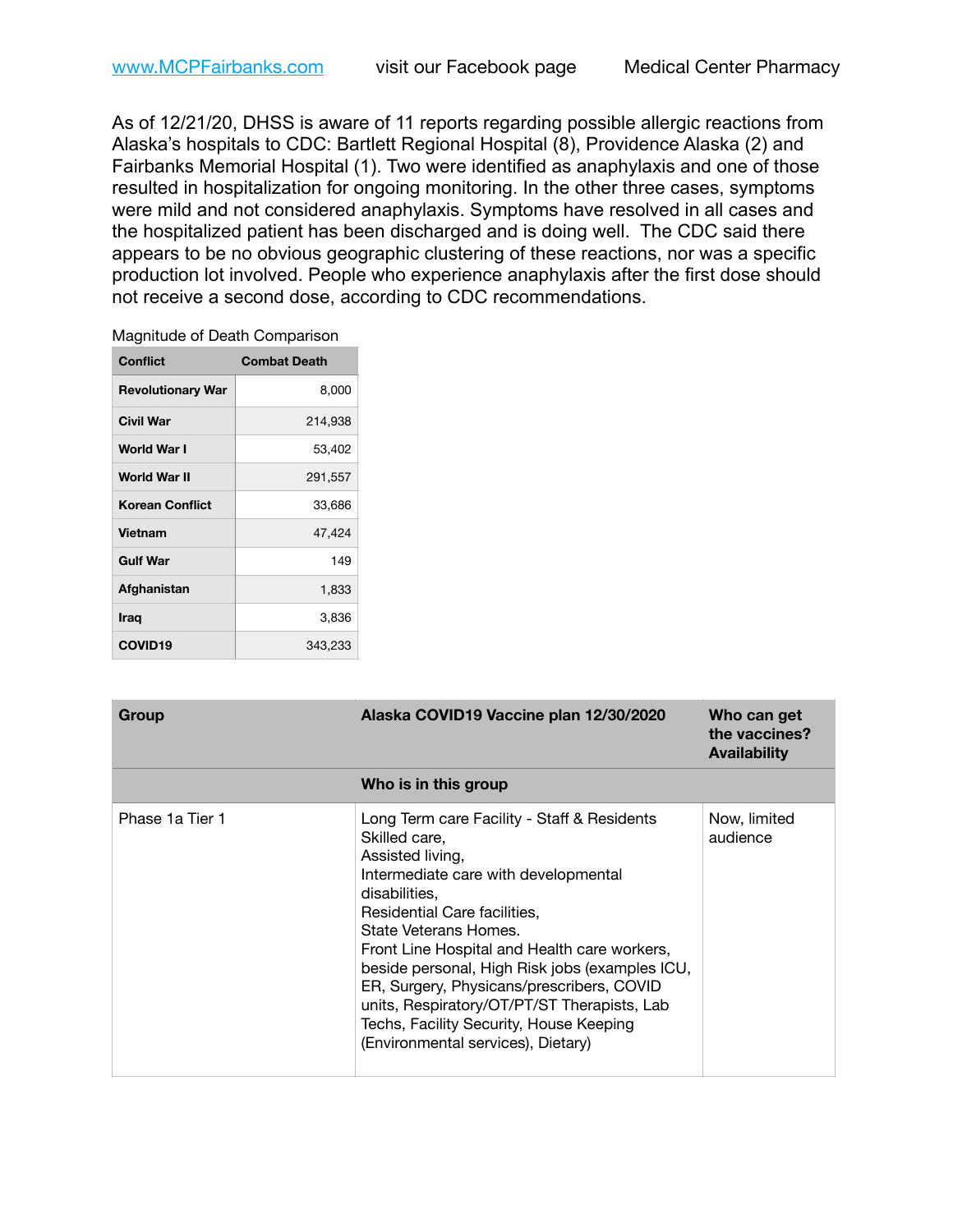As of 12/21/20, DHSS is aware of 11 reports regarding possible allergic reactions from Alaska's hospitals to CDC: Bartlett Regional Hospital (8), Providence Alaska (2) and Fairbanks Memorial Hospital (1). Two were identified as anaphylaxis and one of those resulted in hospitalization for ongoing monitoring. In the other three cases, symptoms were mild and not considered anaphylaxis. Symptoms have resolved in all cases and the hospitalized patient has been discharged and is doing well. The CDC said there appears to be no obvious geographic clustering of these reactions, nor was a specific production lot involved. People who experience anaphylaxis after the first dose should not receive a second dose, according to CDC recommendations.

Magnitude of Death Comparison

| Conflict | Combat Death |
|---|---|
| **Revolutionary War** | 8,000 |
| **Civil War** | 214,938 |
| **World War I** | 53,402 |
| **World War II** | 291,557 |
| **Korean Conflict** | 33,686 |
| **Vietnam** | 47,424 |
| **Gulf War** | 149 |
| **Afghanistan** | 1,833 |
| **Iraq** | 3,836 |
| **COVID19** | 343,233 |

| Group | Alaska COVID19 Vaccine plan 12/30/2020 | Who can get the vaccines? Availability |
|---|---|---|
| | **Who is in this group** | |
| Phase 1a Tier 1 | Long Term care Facility - Staff & Residents Skilled care, Assisted living, Intermediate care with developmental disabilities, Residential Care facilities, State Veterans Homes. Front Line Hospital and Health care workers, beside personal, High Risk jobs (examples ICU, ER, Surgery, Physicans/prescribers, COVID units, Respiratory/OT/PT/ST Therapists, Lab Techs, Facility Security, House Keeping (Environmental services), Dietary) | Now, limited audience |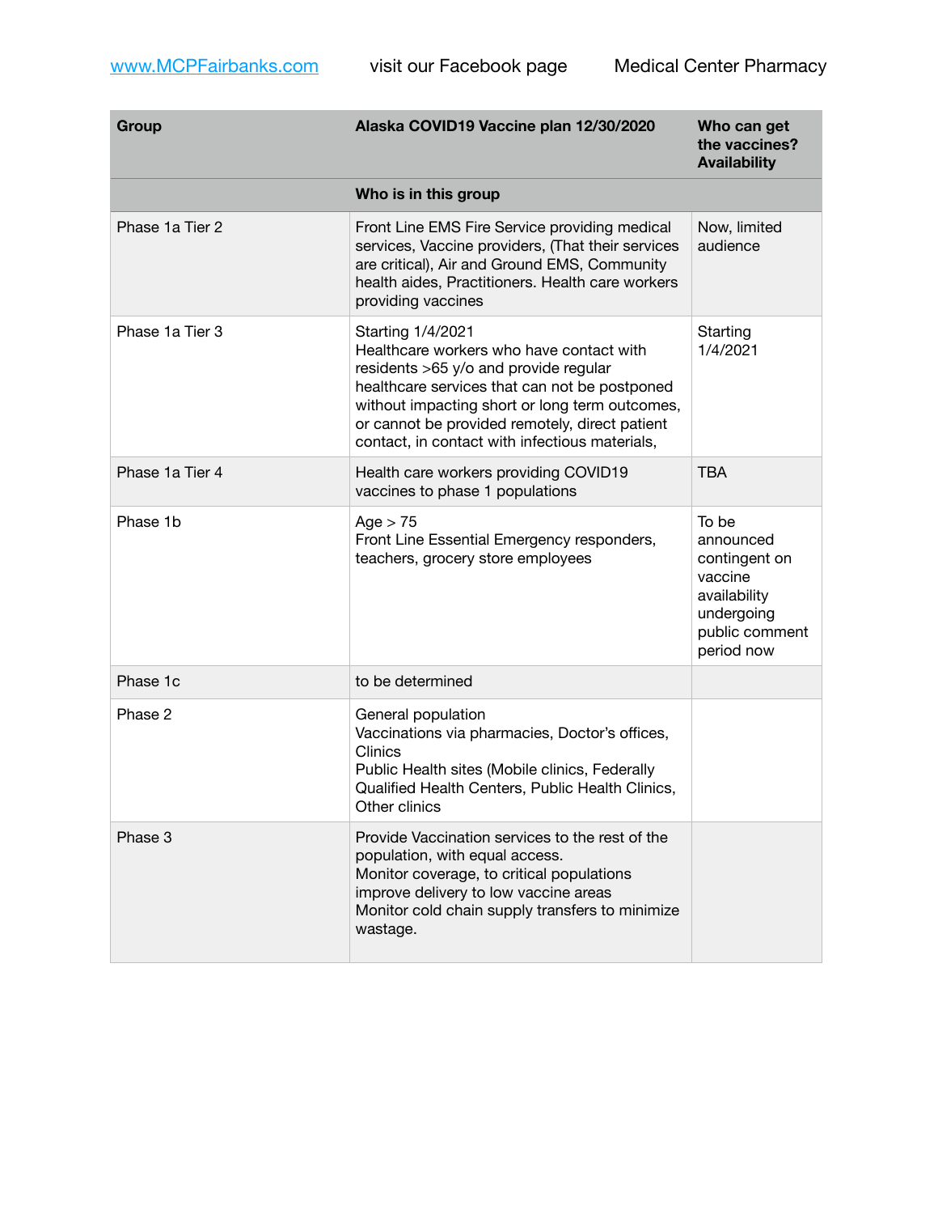www.MCPFairbanks.com visit our Facebook page Medical Center Pharmacy

| Group | Alaska COVID19 Vaccine plan 12/30/2020 | Who can get the vaccines? Availability |
| --- | --- | --- |
| | **Who is in this group** | |
| Phase 1a Tier 2 | Front Line EMS Fire Service providing medical services, Vaccine providers, (That their services are critical), Air and Ground EMS, Community health aides, Practitioners. Health care workers providing vaccines | Now, limited audience |
| Phase 1a Tier 3 | Starting 1/4/2021<br>Healthcare workers who have contact with residents >65 y/o and provide regular healthcare services that can not be postponed without impacting short or long term outcomes, or cannot be provided remotely, direct patient contact, in contact with infectious materials, | Starting 1/4/2021 |
| Phase 1a Tier 4 | Health care workers providing COVID19 vaccines to phase 1 populations | TBA |
| Phase 1b | Age > 75<br>Front Line Essential Emergency responders, teachers, grocery store employees | To be announced contingent on vaccine availability undergoing public comment period now |
| Phase 1c | to be determined | |
| Phase 2 | General population<br>Vaccinations via pharmacies, Doctor's offices, Clinics<br>Public Health sites (Mobile clinics, Federally Qualified Health Centers, Public Health Clinics, Other clinics | |
| Phase 3 | Provide Vaccination services to the rest of the population, with equal access.<br>Monitor coverage, to critical populations improve delivery to low vaccine areas<br>Monitor cold chain supply transfers to minimize wastage. | |